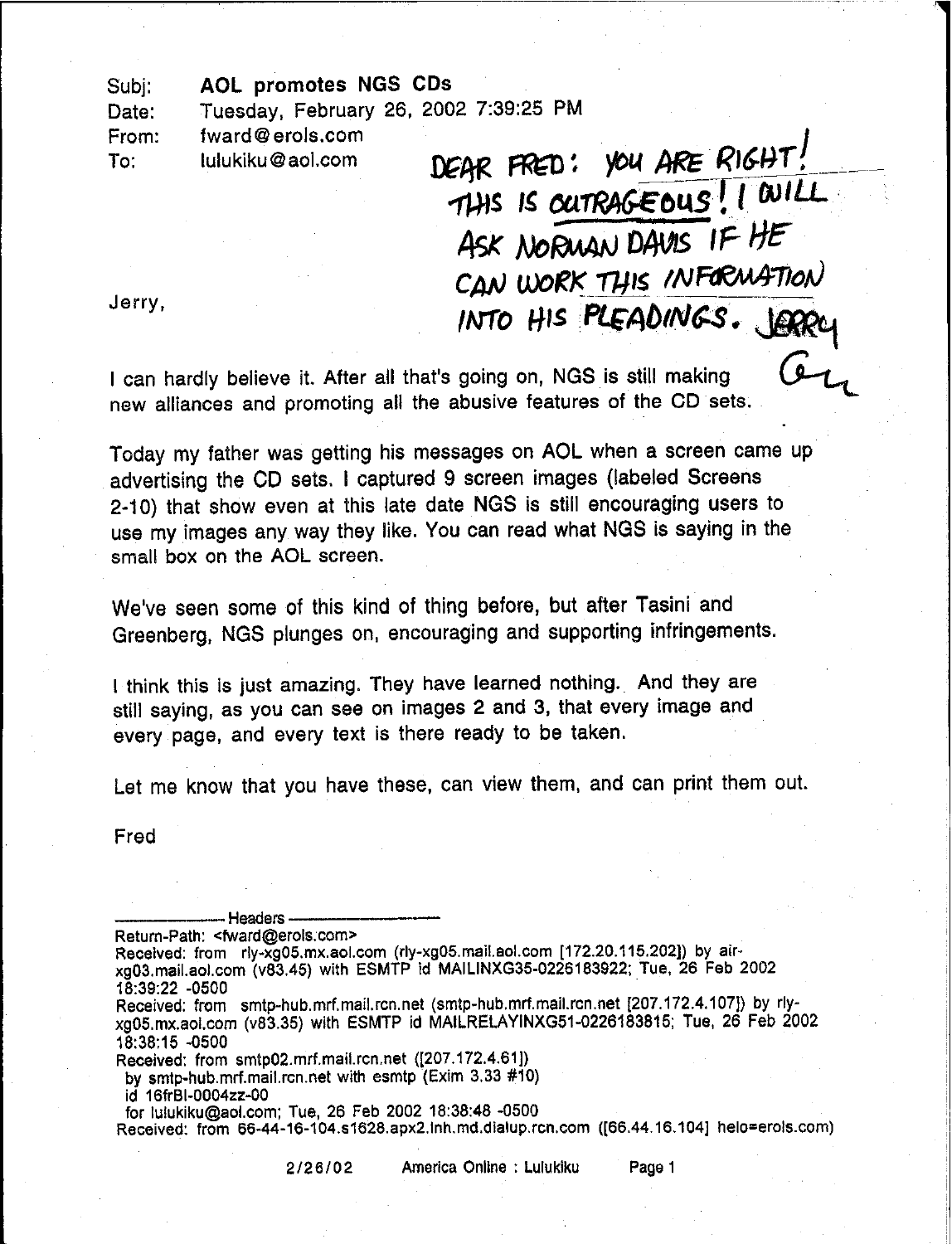Subj: **AOL promotes NGS CDs**
Date: Tuesday, February 26, 2002 7:39:25 PM
From: fward@erols.com
To: lulukiku@aol.com

DEAR FRED: YOU ARE RIGHT! THIS IS OUTRAGEOUS! I WILL ASK NORMAN DAVIS IF HE CAN WORK THIS INFORMATION INTO HIS PLEADINGS. JERRY

Jerry,

I can hardly believe it. After all that's going on, NGS is still making new alliances and promoting all the abusive features of the CD sets.

Today my father was getting his messages on AOL when a screen came up advertising the CD sets. I captured 9 screen images (labeled Screens 2-10) that show even at this late date NGS is still encouraging users to use my images any way they like. You can read what NGS is saying in the small box on the AOL screen.

We've seen some of this kind of thing before, but after Tasini and Greenberg, NGS plunges on, encouraging and supporting infringements.

I think this is just amazing. They have learned nothing. And they are still saying, as you can see on images 2 and 3, that every image and every page, and every text is there ready to be taken.

Let me know that you have these, can view them, and can print them out.

Fred

---------- Headers ----------
Return-Path: <fward@erols.com>
Received: from rly-xg05.mx.aol.com (rly-xg05.mail.aol.com [172.20.115.202]) by air-xg03.mail.aol.com (v83.45) with ESMTP id MAILINXG35-0226183922; Tue, 26 Feb 2002 18:39:22 -0500
Received: from smtp-hub.mrf.mail.rcn.net (smtp-hub.mrf.mail.rcn.net [207.172.4.107]) by rly-xg05.mx.aol.com (v83.35) with ESMTP id MAILRELAYINXG51-0226183815; Tue, 26 Feb 2002 18:38:15 -0500
Received: from smtp02.mrf.mail.rcn.net ([207.172.4.61])
by smtp-hub.mrf.mail.rcn.net with esmtp (Exim 3.33 #10)
id 16frBI-0004zz-00
for lulukiku@aol.com; Tue, 26 Feb 2002 18:38:48 -0500
Received: from 66-44-16-104.s1628.apx2.lnh.md.dialup.rcn.com ([66.44.16.104] helo=erols.com)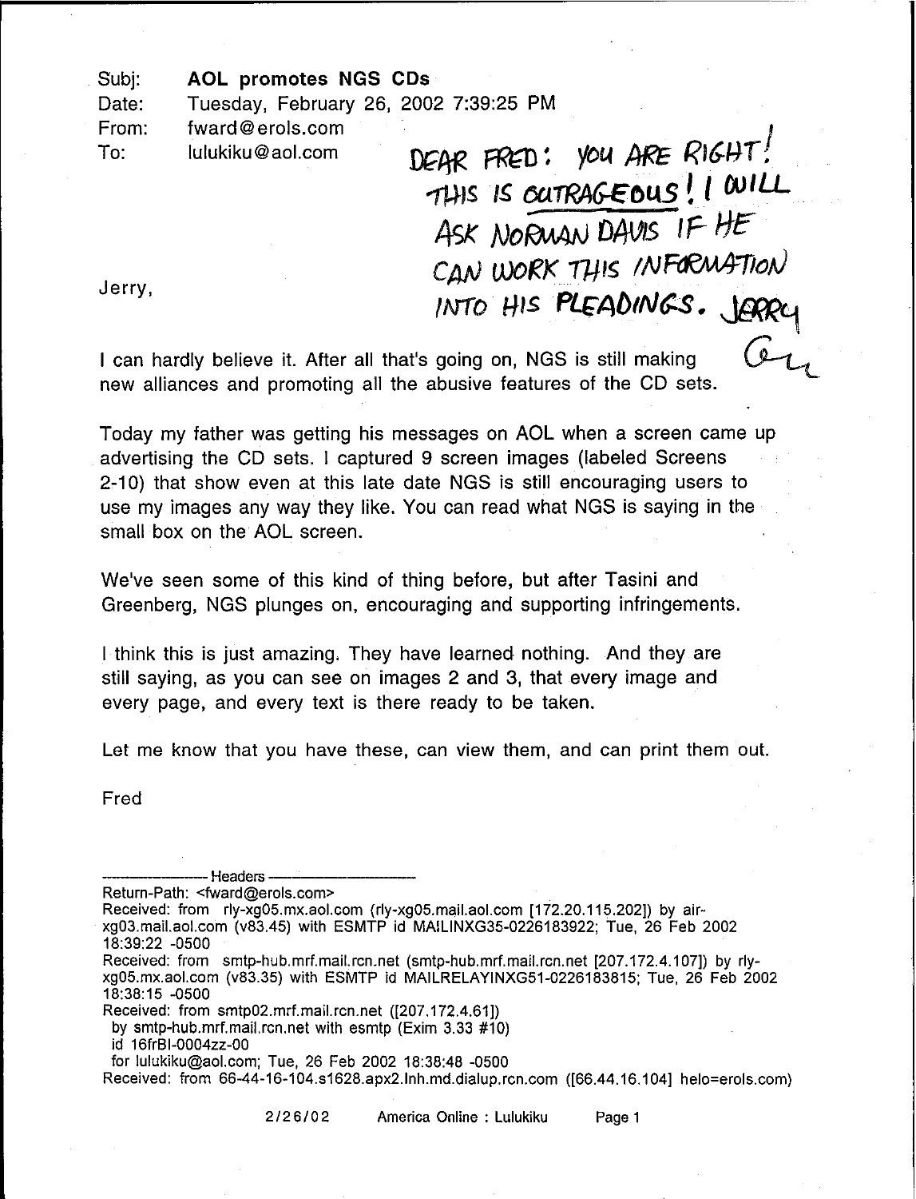Subj: **AOL promotes NGS CDs**
Date: Tuesday, February 26, 2002 7:39:25 PM
From: fward@erols.com
To: lulukiku@aol.com

DEAR FRED: YOU ARE RIGHT! THIS IS OUTRAGEOUS! I WILL ASK NORMAN DAVIS IF HE CAN WORK THIS INFORMATION INTO HIS PLEADINGS. JERRY

Jerry,

I can hardly believe it. After all that's going on, NGS is still making new alliances and promoting all the abusive features of the CD sets.

Today my father was getting his messages on AOL when a screen came up advertising the CD sets. I captured 9 screen images (labeled Screens 2-10) that show even at this late date NGS is still encouraging users to use my images any way they like. You can read what NGS is saying in the small box on the AOL screen.

We've seen some of this kind of thing before, but after Tasini and Greenberg, NGS plunges on, encouraging and supporting infringements.

I think this is just amazing. They have learned nothing. And they are still saying, as you can see on images 2 and 3, that every image and every page, and every text is there ready to be taken.

Let me know that you have these, can view them, and can print them out.

Fred

---------------- Headers ----------------

Return-Path: <fward@erols.com>
Received: from rly-xg05.mx.aol.com (rly-xg05.mail.aol.com [172.20.115.202]) by air-xg03.mail.aol.com (v83.45) with ESMTP id MAILINXG35-0226183922; Tue, 26 Feb 2002 18:39:22 -0500
Received: from smtp-hub.mrf.mail.rcn.net (smtp-hub.mrf.mail.rcn.net [207.172.4.107]) by rly-xg05.mx.aol.com (v83.35) with ESMTP id MAILRELAYINXG51-0226183815; Tue, 26 Feb 2002 18:38:15 -0500
Received: from smtp02.mrf.mail.rcn.net ([207.172.4.61])
by smtp-hub.mrf.mail.rcn.net with esmtp (Exim 3.33 #10)
id 16frBl-0004zz-00
for lulukiku@aol.com; Tue, 26 Feb 2002 18:38:48 -0500
Received: from 66-44-16-104.s1628.apx2.lnh.md.dialup.rcn.com ([66.44.16.104] helo=erols.com)

2/26/02 America Online : Lulukiku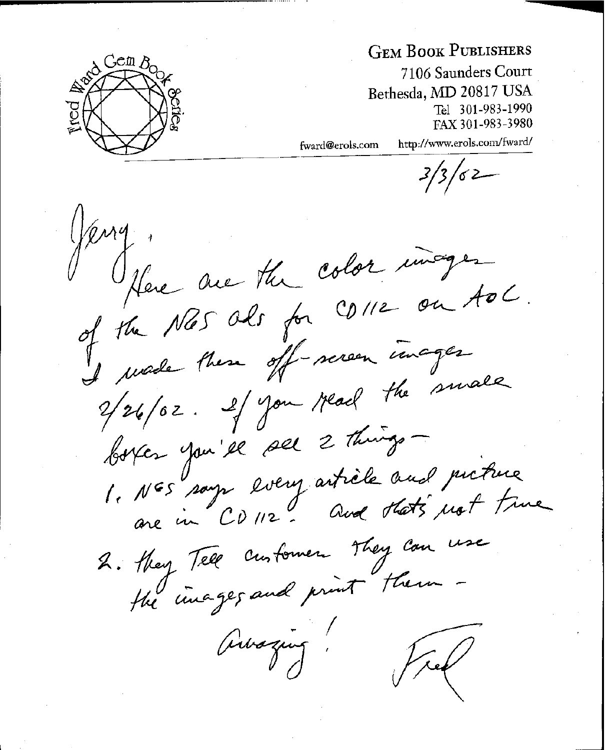Fred Ward Gem Book Series

**GEM BOOK PUBLISHERS**
7106 Saunders Court
Bethesda, MD 20817 USA
Tel 301-983-1990
FAX 301-983-3980
fward@erols.com http://www.erols.com/fward/

3/3/02

Jerry,

Here are the color images of the NGS ads for CD 112 on AOL. I made these off-screen images 2/26/02. If you read the small boxes you'll see 2 things –

1. NGS says every article and picture are in CD 112. And that's not true
2. They tell customers they can use the images and print them –

Amazing!

Fred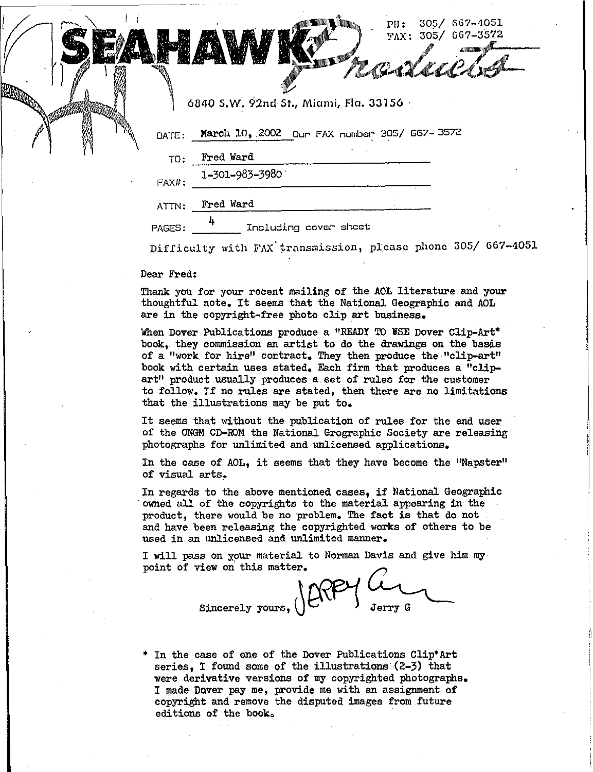# SEAHAWK Products

PH: 305/ 667-4051
FAX: 305/ 667-3572

6840 S.W. 92nd St., Miami, Fla. 33156

DATE: March 10, 2002 Our FAX number 305/ 667-3572

TO: Fred Ward

FAX#: 1-301-983-3980

ATTN: Fred Ward

PAGES: 4 Including cover sheet

Difficulty with FAX transmission, please phone 305/ 667-4051

Dear Fred:

Thank you for your recent mailing of the AOL literature and your thoughtful note. It seems that the National Geographic and AOL are in the copyright-free photo clip art business.

When Dover Publications produce a "READY TO USE Dover Clip-Art* book, they commission an artist to do the drawings on the basis of a "work for hire" contract. They then produce the "clip-art" book with certain uses stated. Each firm that produces a "clip-art" product usually produces a set of rules for the customer to follow. If no rules are stated, then there are no limitations that the illustrations may be put to.

It seems that without the publication of rules for the end user of the CNGM CD-ROM the National Grographic Society are releasing photographs for unlimited and unlicensed applications.

In the case of AOL, it seems that they have become the "Napster" of visual arts.

In regards to the above mentioned cases, if National Geographic owned all of the copyrights to the material appearing in the product, there would be no problem. The fact is that do not and have been releasing the copyrighted works of others to be used in an unlicensed and unlimited manner.

I will pass on your material to Norman Davis and give him my point of view on this matter.

Sincerely yours, Jerry G

\* In the case of one of the Dover Publications Clip*Art series, I found some of the illustrations (2-3) that were derivative versions of my copyrighted photographs. I made Dover pay me, provide me with an assignment of copyright and remove the disputed images from future editions of the book.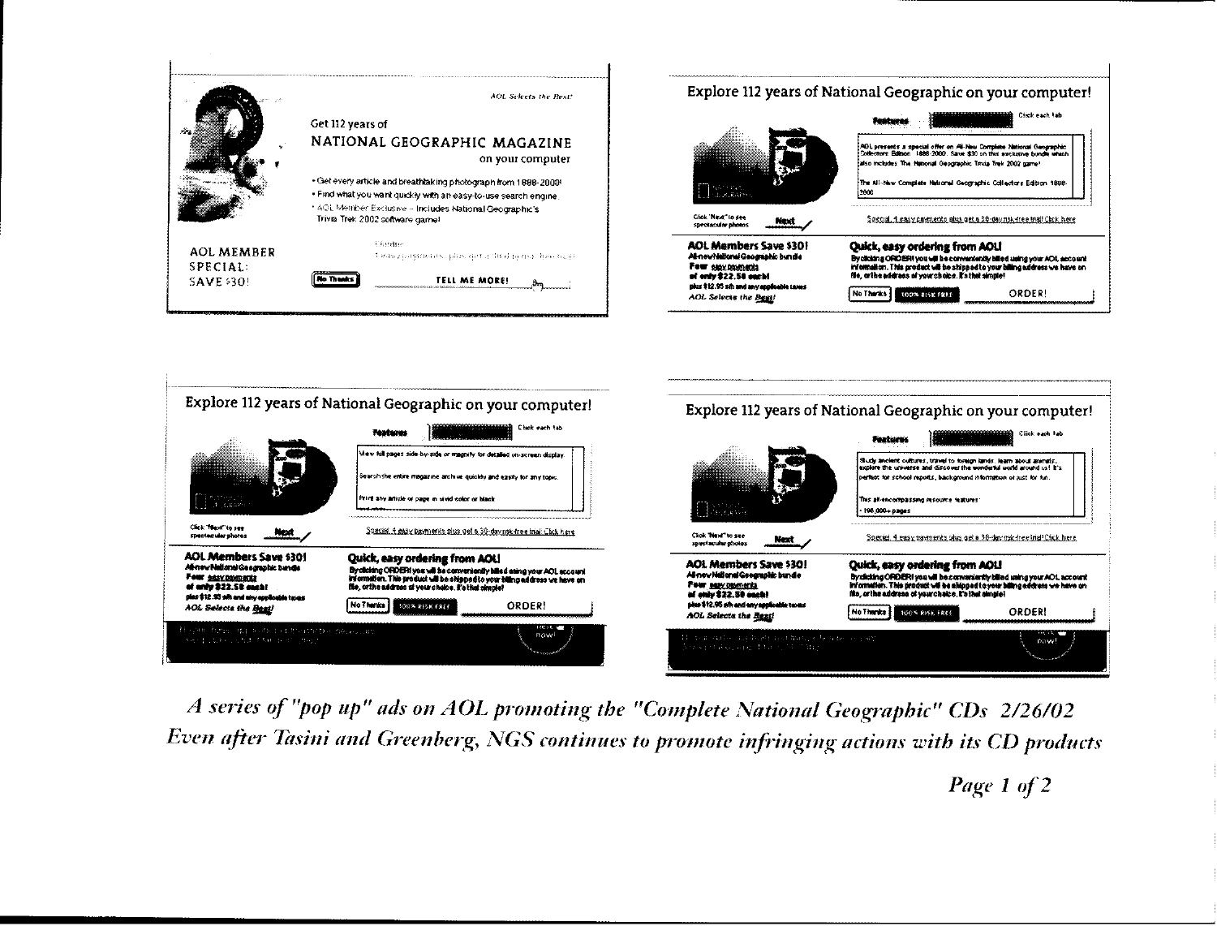AOL Selects the Best!

Get 112 years of

NATIONAL GEOGRAPHIC MAGAZINE

on your computer

- Get every article and breathtaking photograph from 1888-2000!
- Find what you want quickly with an easy-to-use search engine.
- AOL Member Exclusive – Includes National Geographic's Trivia Trek 2002 software game!

AOL MEMBER SPECIAL: SAVE $30!

No Thanks | TELL ME MORE!

Explore 112 years of National Geographic on your computer!

Features | Click each tab

AOL presents a special offer on All-New Complete National Geographic Collectors Edition 1888-2000. Save $30 on this exclusive bundle which also includes The National Geographic Trivia Trek 2002 game!

The All-New Complete National Geographic Collectors Edition 1888-2000

Click "Next" to see spectacular photos | Next

Special: 4 easy payments plus get a 30-day risk-free trial! Click here

**AOL Members Save $30!**
All-new National Geographic bundle
Four easy payments
of only $22.58 each!
plus $12.95 s/h and any applicable taxes
AOL Selects the Best!

**Quick, easy ordering from AOL!**
By clicking ORDER! you will be conveniently billed using your AOL account information. This product will be shipped to your billing address we have on file, or the address of your choice. It's that simple!

No Thanks | 100% RISK FREE | ORDER!

Explore 112 years of National Geographic on your computer!

Features | Click each tab

View full pages side-by-side or magnify for detailed on-screen display.

Search the entire magazine archive quickly and easily for any topic.

Print any article or page in vivid color or black

Click "Next" to see spectacular photos | Next

Special: 4 easy payments plus get a 30-day risk-free trial! Click here

**AOL Members Save $30!**
All-new National Geographic bundle
Four easy payments
of only $22.58 each!
plus $12.95 s/h and any applicable taxes
AOL Selects the Best!

**Quick, easy ordering from AOL!**
By clicking ORDER! you will be conveniently billed using your AOL account information. This product will be shipped to your billing address we have on file, or the address of your choice. It's that simple!

No Thanks | 100% RISK FREE | ORDER!

Explore 112 years of National Geographic on your computer!

Features | Click each tab

Study ancient cultures, travel to foreign lands, learn about animals, explore the universe and discover the wonderful world around us! It's perfect for school reports, background information or just for fun.

This all-encompassing resource features:
- 196,000+ pages

Click "Next" to see spectacular photos | Next

Special: 4 easy payments plus get a 30-day risk-free trial! Click here

**AOL Members Save $30!**
All-new National Geographic bundle
Four easy payments
of only $22.58 each!
plus $12.95 s/h and any applicable taxes
AOL Selects the Best!

**Quick, easy ordering from AOL!**
By clicking ORDER! you will be conveniently billed using your AOL account information. This product will be shipped to your billing address we have on file, or the address of your choice. It's that simple!

No Thanks | 100% RISK FREE | ORDER!

*A series of "pop up" ads on AOL promoting the "Complete National Geographic" CDs 2/26/02*
*Even after Tasini and Greenberg, NGS continues to promote infringing actions with its CD products*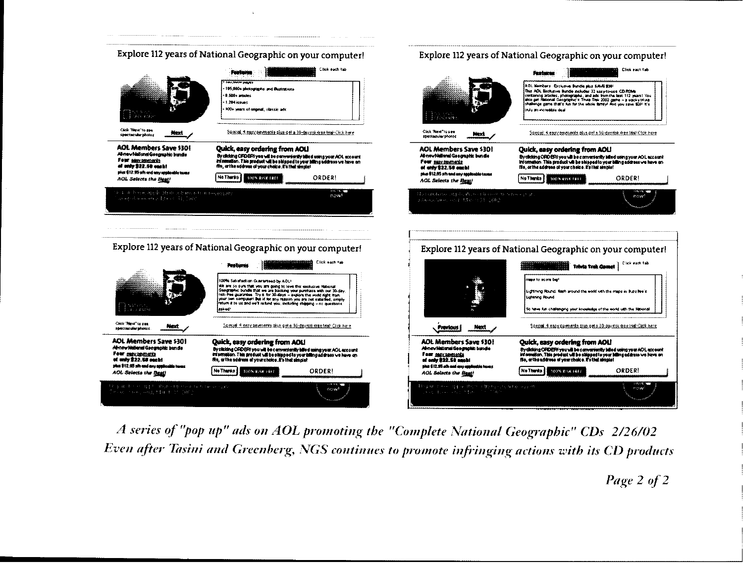Explore 112 years of National Geographic on your computer!

Features | Click each tab

- 190,000+ pages
- 195,000+ photographs and illustrations
- 9,500+ articles
- 1,284 issues
- 100+ years of original, classic ads

Click "Next" to see spectacular photos | Next

Special: 4 easy payments plus get a 30-day risk-free trial! Click here

**AOL Members Save $30!**
All-new National Geographic bundle
Four easy payments
of only $22.50 each!
plus $12.95 s/h and any applicable taxes
*AOL Selects the Best!*

**Quick, easy ordering from AOL!**
By clicking ORDER! you will be conveniently billed using your AOL account information. This product will be shipped to your billing address we have on file, or the address of your choice. It's that simple!

No Thanks | 100% RISK FREE | ORDER!

---

Explore 112 years of National Geographic on your computer!

Features | Click each tab

AOL Members: Exclusive Bundle plus SAVE $30!
This AOL Exclusive Bundle includes 32 easy-to-use CD-ROMs containing articles, photographs, and ads from the last 112 years! You also get National Geographic's Trivia Trek 2002 game – a wacky trivia challenge game that's fun for the whole family! And you save $30! It's truly an incredible deal.

Click "Next" to see spectacular photos | Next

Special: 4 easy payments plus get a 30-day risk-free trial! Click here

**AOL Members Save $30!**
All-new National Geographic bundle
Four easy payments
of only $22.50 each!
plus $12.95 s/h and any applicable taxes
*AOL Selects the Best!*

**Quick, easy ordering from AOL!**
By clicking ORDER! you will be conveniently billed using your AOL account information. This product will be shipped to your billing address we have on file, or the address of your choice. It's that simple!

No Thanks | 100% RISK FREE | ORDER!

---

Explore 112 years of National Geographic on your computer!

Features | Click each tab

100% Satisfaction Guaranteed by AOL!
We are so sure that you are going to love this exclusive National Geographic bundle that we are backing your purchase with our 30-day, risk-free guarantee. Try it for 30-days – explore the world right from your own computer! But if for any reason you are not satisfied, simply return it to us and we'll refund you, including shipping – no questions asked!

Click "Next" to see spectacular photos | Next

Special: 4 easy payments plus get a 30-day risk-free trial! Click here

**AOL Members Save $30!**
All-new National Geographic bundle
Four easy payments
of only $22.50 each!
plus $12.95 s/h and any applicable taxes
*AOL Selects the Best!*

**Quick, easy ordering from AOL!**
By clicking ORDER! you will be conveniently billed using your AOL account information. This product will be shipped to your billing address we have on file, or the address of your choice. It's that simple!

No Thanks | 100% RISK FREE | ORDER!

---

Explore 112 years of National Geographic on your computer!

Trivia Trek Game! | Click each tab

maps to score big!

Lightning Round: flash around the world with the maps in Buzz Bee's Lightning Round.

So have fun challenging your knowledge of the world with the National

Previous | Next

Special: 4 easy payments plus get a 30-day risk-free trial! Click here

**AOL Members Save $30!**
All-new National Geographic bundle
Four easy payments
of only $22.50 each!
plus $12.95 s/h and any applicable taxes
*AOL Selects the Best!*

**Quick, easy ordering from AOL!**
By clicking ORDER! you will be conveniently billed using your AOL account information. This product will be shipped to your billing address we have on file, or the address of your choice. It's that simple!

No Thanks | 100% RISK FREE | ORDER!

---

*A series of "pop up" ads on AOL promoting the "Complete National Geographic" CDs 2/26/02*
*Even after Tasini and Greenberg, NGS continues to promote infringing actions with its CD products*